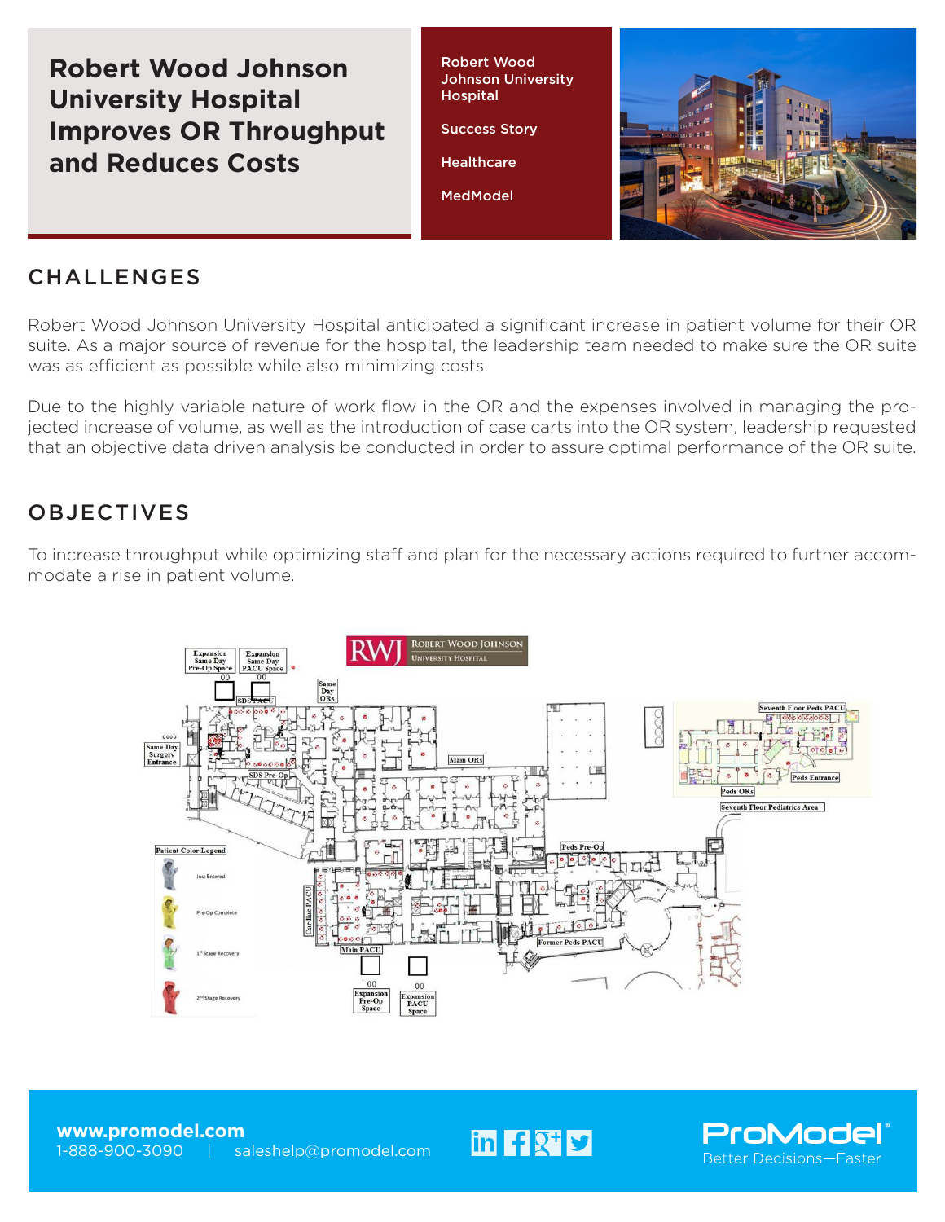# Robert Wood Johnson University Hospital Improves OR Throughput and Reduces Costs

Robert Wood Johnson University Hospital

Success Story

Healthcare

MedModel

## CHALLENGES

Robert Wood Johnson University Hospital anticipated a significant increase in patient volume for their OR suite. As a major source of revenue for the hospital, the leadership team needed to make sure the OR suite was as efficient as possible while also minimizing costs.

Due to the highly variable nature of work flow in the OR and the expenses involved in managing the projected increase of volume, as well as the introduction of case carts into the OR system, leadership requested that an objective data driven analysis be conducted in order to assure optimal performance of the OR suite.

## OBJECTIVES

To increase throughput while optimizing staff and plan for the necessary actions required to further accommodate a rise in patient volume.

**www.promodel.com**
1-888-900-3090 | saleshelp@promodel.com

ProModel
Better Decisions—Faster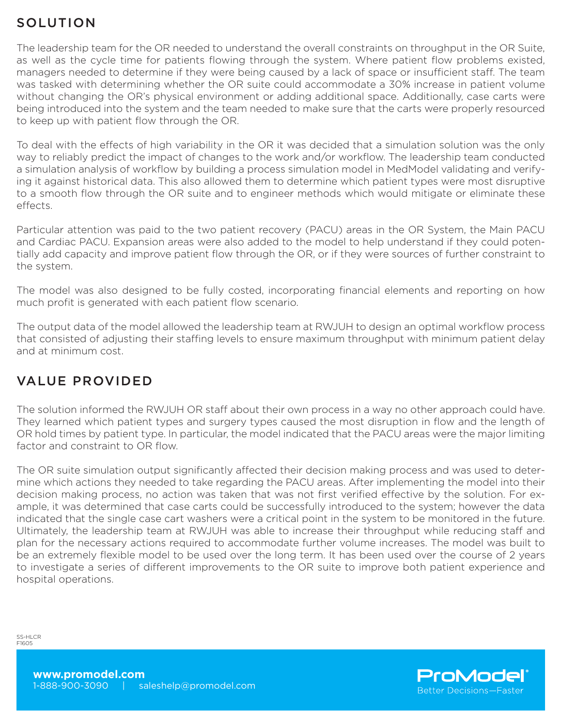## SOLUTION

The leadership team for the OR needed to understand the overall constraints on throughput in the OR Suite, as well as the cycle time for patients flowing through the system. Where patient flow problems existed, managers needed to determine if they were being caused by a lack of space or insufficient staff. The team was tasked with determining whether the OR suite could accommodate a 30% increase in patient volume without changing the OR's physical environment or adding additional space. Additionally, case carts were being introduced into the system and the team needed to make sure that the carts were properly resourced to keep up with patient flow through the OR.

To deal with the effects of high variability in the OR it was decided that a simulation solution was the only way to reliably predict the impact of changes to the work and/or workflow. The leadership team conducted a simulation analysis of workflow by building a process simulation model in MedModel validating and verifying it against historical data. This also allowed them to determine which patient types were most disruptive to a smooth flow through the OR suite and to engineer methods which would mitigate or eliminate these effects.

Particular attention was paid to the two patient recovery (PACU) areas in the OR System, the Main PACU and Cardiac PACU. Expansion areas were also added to the model to help understand if they could potentially add capacity and improve patient flow through the OR, or if they were sources of further constraint to the system.

The model was also designed to be fully costed, incorporating financial elements and reporting on how much profit is generated with each patient flow scenario.

The output data of the model allowed the leadership team at RWJUH to design an optimal workflow process that consisted of adjusting their staffing levels to ensure maximum throughput with minimum patient delay and at minimum cost.

## VALUE PROVIDED

The solution informed the RWJUH OR staff about their own process in a way no other approach could have. They learned which patient types and surgery types caused the most disruption in flow and the length of OR hold times by patient type. In particular, the model indicated that the PACU areas were the major limiting factor and constraint to OR flow.

The OR suite simulation output significantly affected their decision making process and was used to determine which actions they needed to take regarding the PACU areas. After implementing the model into their decision making process, no action was taken that was not first verified effective by the solution. For example, it was determined that case carts could be successfully introduced to the system; however the data indicated that the single case cart washers were a critical point in the system to be monitored in the future. Ultimately, the leadership team at RWJUH was able to increase their throughput while reducing staff and plan for the necessary actions required to accommodate further volume increases. The model was built to be an extremely flexible model to be used over the long term. It has been used over the course of 2 years to investigate a series of different improvements to the OR suite to improve both patient experience and hospital operations.

SS-HLCR
F1605

**www.promodel.com**
1-888-900-3090 | saleshelp@promodel.com

ProModel®
Better Decisions—Faster